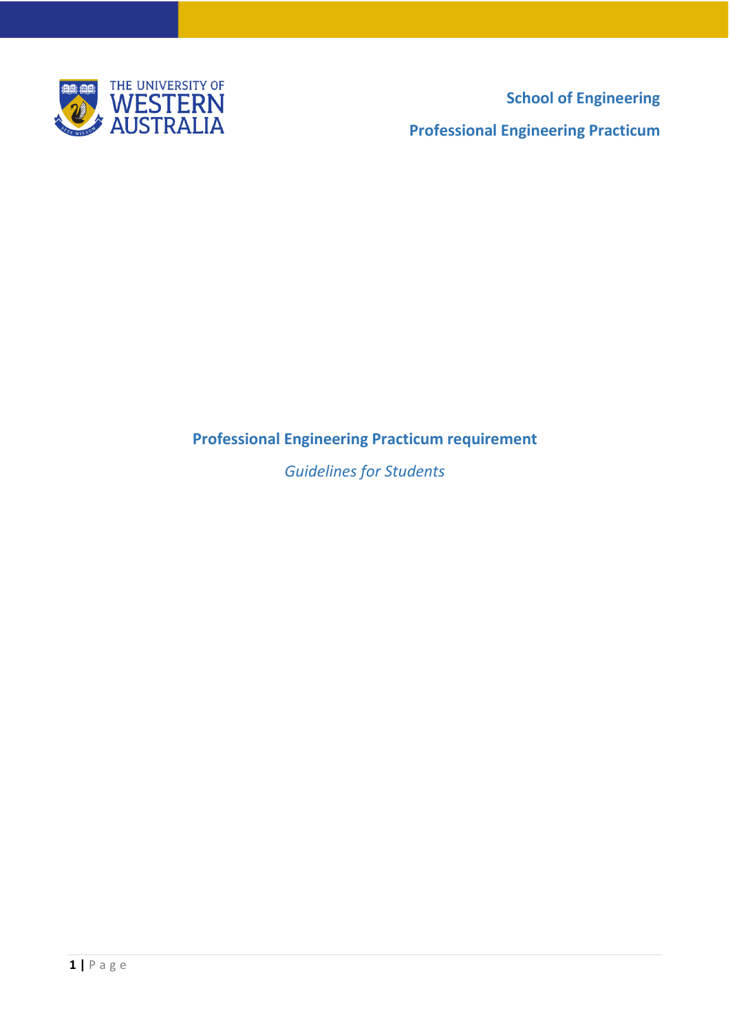THE UNIVERSITY OF WESTERN AUSTRALIA

**School of Engineering**

**Professional Engineering Practicum**

# Professional Engineering Practicum requirement

*Guidelines for Students*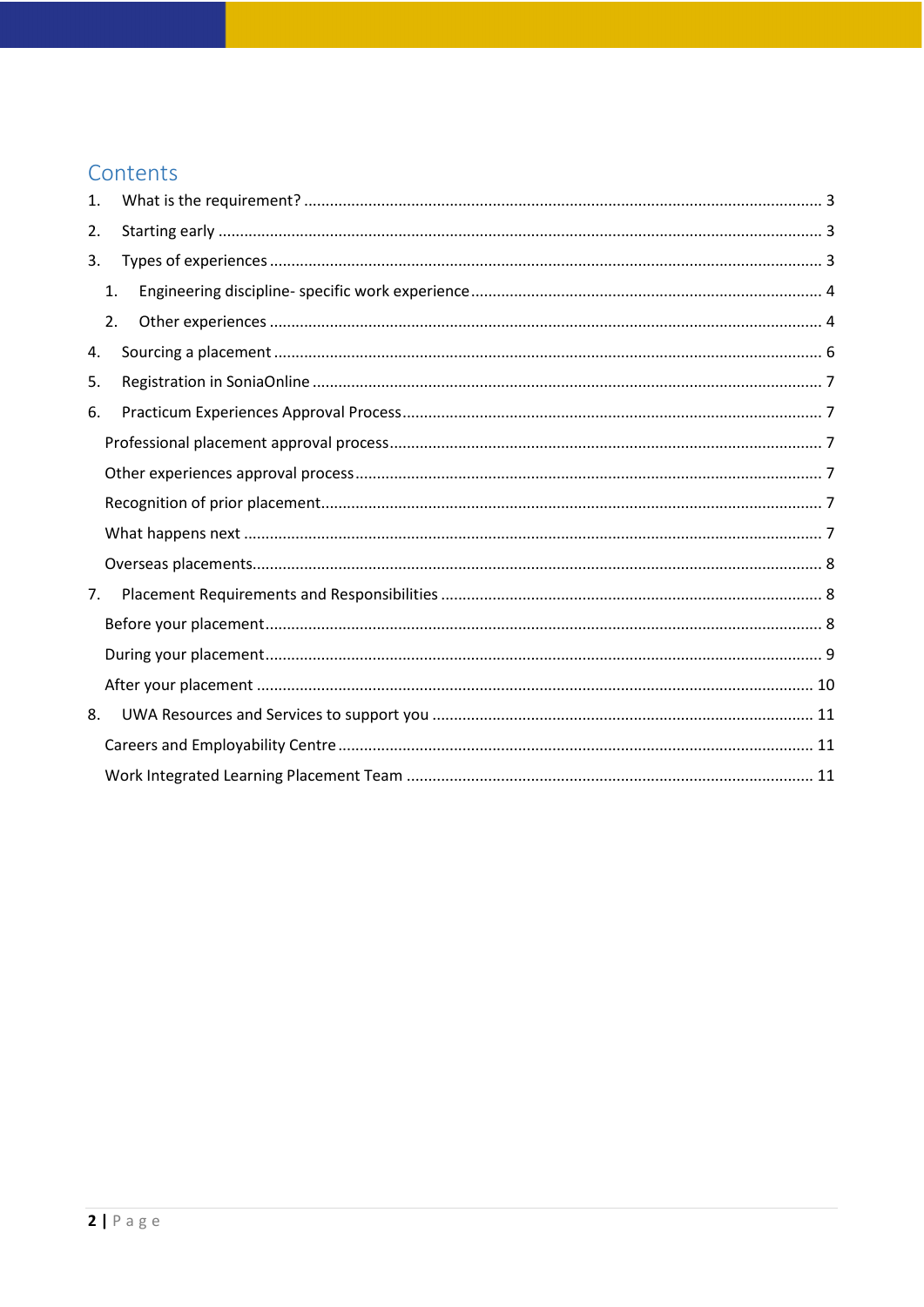# Contents

1. What is the requirement? ........................................................................................................................ 3
2. Starting early ........................................................................................................................................ 3
3. Types of experiences ............................................................................................................................ 3
   1. Engineering discipline- specific work experience ........................................................................... 4
   2. Other experiences ............................................................................................................................ 4
4. Sourcing a placement ............................................................................................................................ 6
5. Registration in SoniaOnline .................................................................................................................. 7
6. Practicum Experiences Approval Process ............................................................................................. 7
   - Professional placement approval process ............................................................................................ 7
   - Other experiences approval process .................................................................................................... 7
   - Recognition of prior placement ............................................................................................................ 7
   - What happens next .............................................................................................................................. 7
   - Overseas placements ........................................................................................................................... 8
7. Placement Requirements and Responsibilities ..................................................................................... 8
   - Before your placement ......................................................................................................................... 8
   - During your placement ......................................................................................................................... 9
   - After your placement .......................................................................................................................... 10
8. UWA Resources and Services to support you ...................................................................................... 11
   - Careers and Employability Centre ....................................................................................................... 11
   - Work Integrated Learning Placement Team ......................................................................................... 11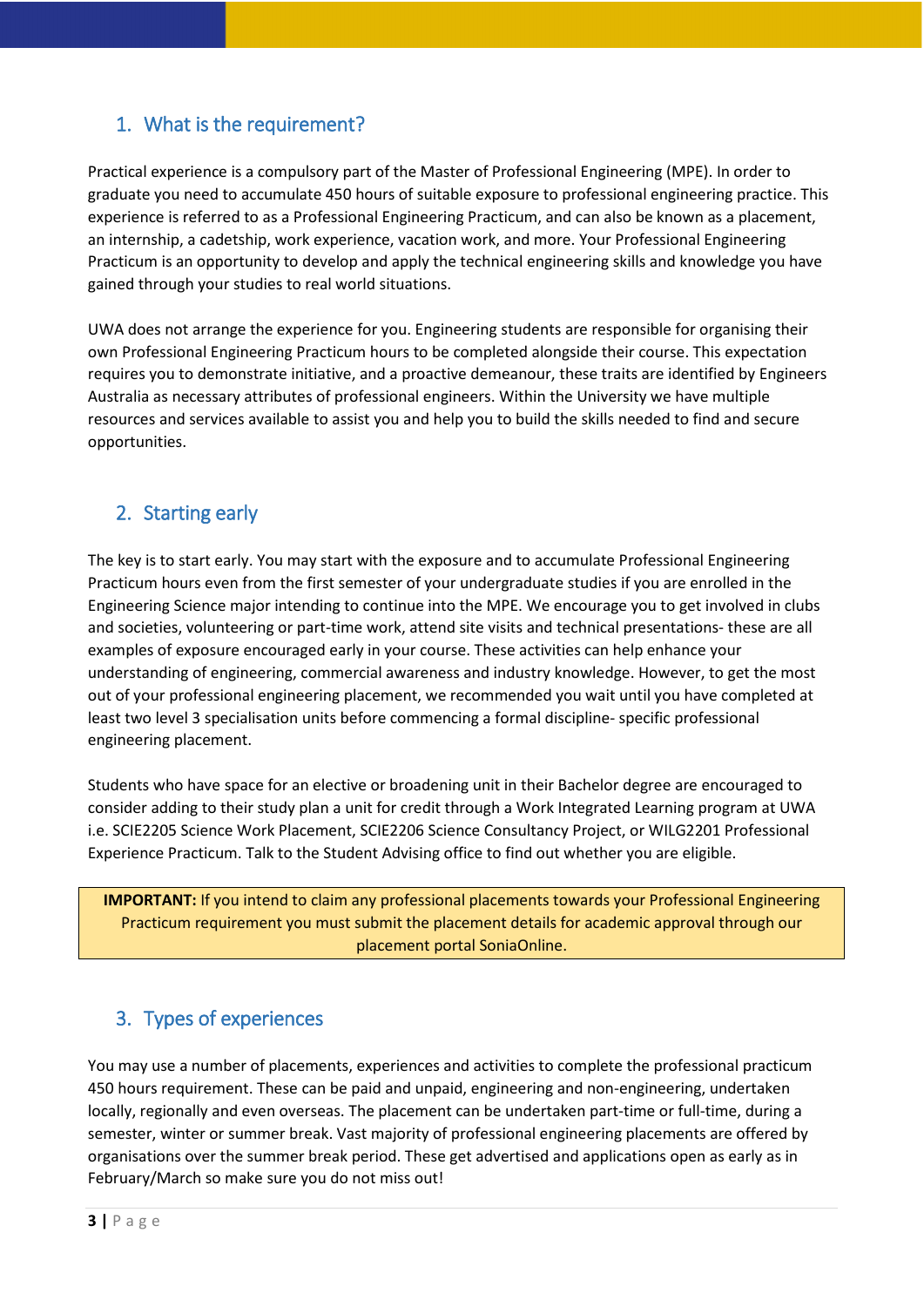## 1. What is the requirement?

Practical experience is a compulsory part of the Master of Professional Engineering (MPE). In order to graduate you need to accumulate 450 hours of suitable exposure to professional engineering practice. This experience is referred to as a Professional Engineering Practicum, and can also be known as a placement, an internship, a cadetship, work experience, vacation work, and more. Your Professional Engineering Practicum is an opportunity to develop and apply the technical engineering skills and knowledge you have gained through your studies to real world situations.

UWA does not arrange the experience for you. Engineering students are responsible for organising their own Professional Engineering Practicum hours to be completed alongside their course. This expectation requires you to demonstrate initiative, and a proactive demeanour, these traits are identified by Engineers Australia as necessary attributes of professional engineers. Within the University we have multiple resources and services available to assist you and help you to build the skills needed to find and secure opportunities.

## 2. Starting early

The key is to start early. You may start with the exposure and to accumulate Professional Engineering Practicum hours even from the first semester of your undergraduate studies if you are enrolled in the Engineering Science major intending to continue into the MPE. We encourage you to get involved in clubs and societies, volunteering or part-time work, attend site visits and technical presentations- these are all examples of exposure encouraged early in your course. These activities can help enhance your understanding of engineering, commercial awareness and industry knowledge. However, to get the most out of your professional engineering placement, we recommended you wait until you have completed at least two level 3 specialisation units before commencing a formal discipline- specific professional engineering placement.

Students who have space for an elective or broadening unit in their Bachelor degree are encouraged to consider adding to their study plan a unit for credit through a Work Integrated Learning program at UWA i.e. SCIE2205 Science Work Placement, SCIE2206 Science Consultancy Project, or WILG2201 Professional Experience Practicum. Talk to the Student Advising office to find out whether you are eligible.

> **IMPORTANT:** If you intend to claim any professional placements towards your Professional Engineering Practicum requirement you must submit the placement details for academic approval through our placement portal SoniaOnline.

## 3. Types of experiences

You may use a number of placements, experiences and activities to complete the professional practicum 450 hours requirement. These can be paid and unpaid, engineering and non-engineering, undertaken locally, regionally and even overseas. The placement can be undertaken part-time or full-time, during a semester, winter or summer break. Vast majority of professional engineering placements are offered by organisations over the summer break period. These get advertised and applications open as early as in February/March so make sure you do not miss out!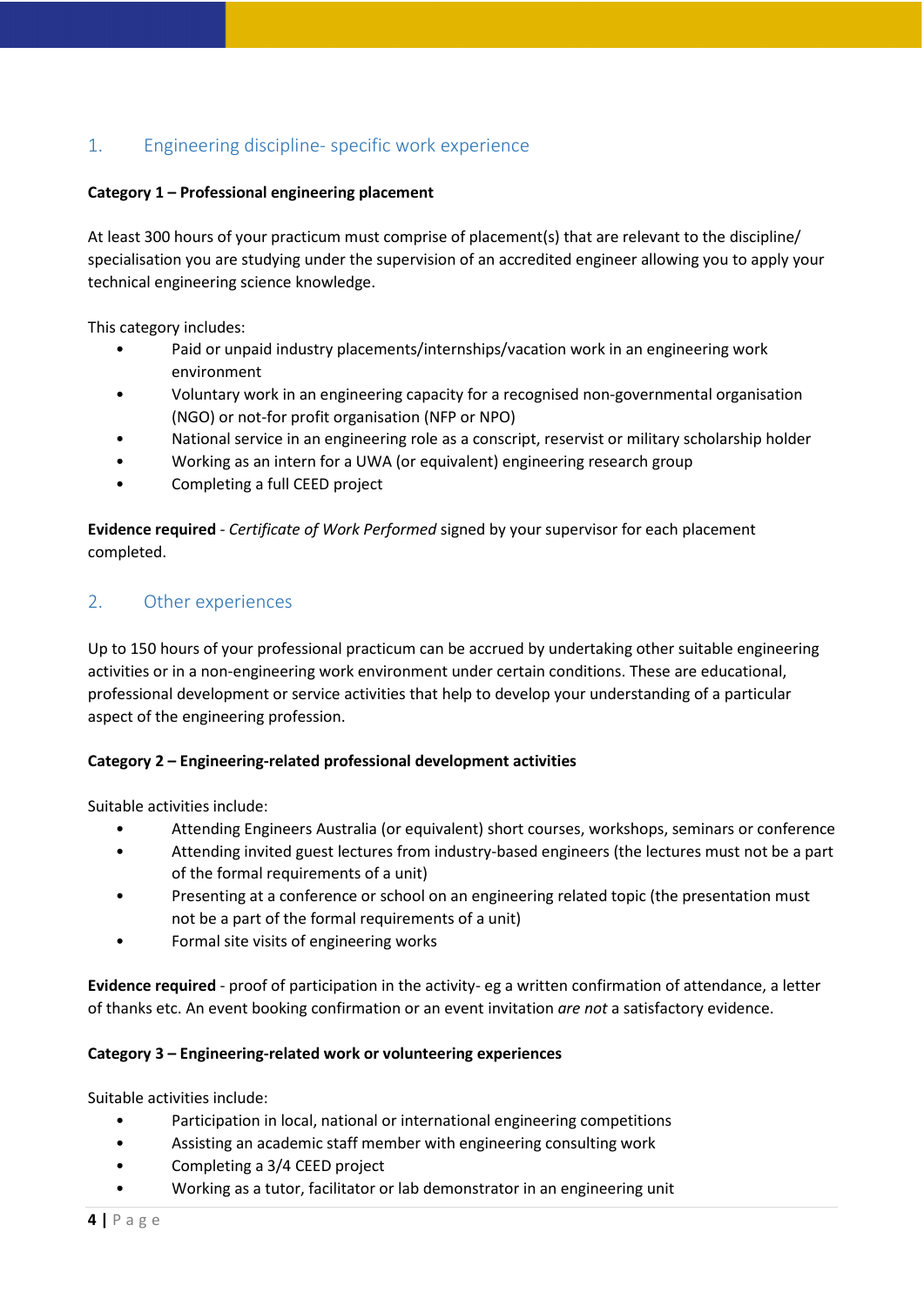## 1. Engineering discipline- specific work experience

**Category 1 – Professional engineering placement**

At least 300 hours of your practicum must comprise of placement(s) that are relevant to the discipline/ specialisation you are studying under the supervision of an accredited engineer allowing you to apply your technical engineering science knowledge.

This category includes:

- Paid or unpaid industry placements/internships/vacation work in an engineering work environment
- Voluntary work in an engineering capacity for a recognised non-governmental organisation (NGO) or not-for profit organisation (NFP or NPO)
- National service in an engineering role as a conscript, reservist or military scholarship holder
- Working as an intern for a UWA (or equivalent) engineering research group
- Completing a full CEED project

**Evidence required** - *Certificate of Work Performed* signed by your supervisor for each placement completed.

## 2. Other experiences

Up to 150 hours of your professional practicum can be accrued by undertaking other suitable engineering activities or in a non-engineering work environment under certain conditions. These are educational, professional development or service activities that help to develop your understanding of a particular aspect of the engineering profession.

**Category 2 – Engineering-related professional development activities**

Suitable activities include:

- Attending Engineers Australia (or equivalent) short courses, workshops, seminars or conference
- Attending invited guest lectures from industry-based engineers (the lectures must not be a part of the formal requirements of a unit)
- Presenting at a conference or school on an engineering related topic (the presentation must not be a part of the formal requirements of a unit)
- Formal site visits of engineering works

**Evidence required** - proof of participation in the activity- eg a written confirmation of attendance, a letter of thanks etc. An event booking confirmation or an event invitation *are not* a satisfactory evidence.

**Category 3 – Engineering-related work or volunteering experiences**

Suitable activities include:

- Participation in local, national or international engineering competitions
- Assisting an academic staff member with engineering consulting work
- Completing a 3/4 CEED project
- Working as a tutor, facilitator or lab demonstrator in an engineering unit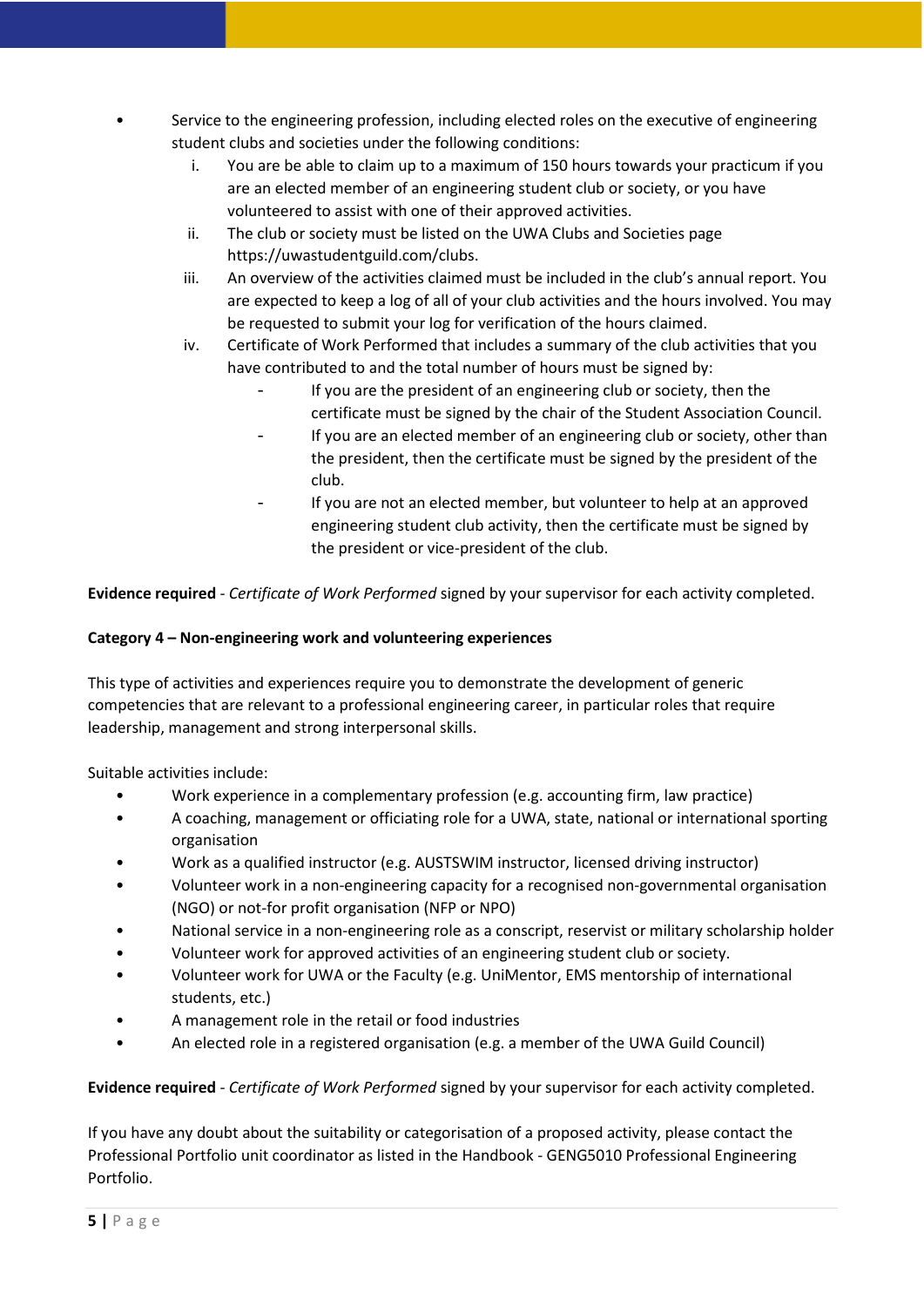- Service to the engineering profession, including elected roles on the executive of engineering student clubs and societies under the following conditions:
    i. You are be able to claim up to a maximum of 150 hours towards your practicum if you are an elected member of an engineering student club or society, or you have volunteered to assist with one of their approved activities.
    ii. The club or society must be listed on the UWA Clubs and Societies page https://uwastudentguild.com/clubs.
    iii. An overview of the activities claimed must be included in the club's annual report. You are expected to keep a log of all of your club activities and the hours involved. You may be requested to submit your log for verification of the hours claimed.
    iv. Certificate of Work Performed that includes a summary of the club activities that you have contributed to and the total number of hours must be signed by:
        - If you are the president of an engineering club or society, then the certificate must be signed by the chair of the Student Association Council.
        - If you are an elected member of an engineering club or society, other than the president, then the certificate must be signed by the president of the club.
        - If you are not an elected member, but volunteer to help at an approved engineering student club activity, then the certificate must be signed by the president or vice-president of the club.

**Evidence required** - *Certificate of Work Performed* signed by your supervisor for each activity completed.

**Category 4 – Non-engineering work and volunteering experiences**

This type of activities and experiences require you to demonstrate the development of generic competencies that are relevant to a professional engineering career, in particular roles that require leadership, management and strong interpersonal skills.

Suitable activities include:

- Work experience in a complementary profession (e.g. accounting firm, law practice)
- A coaching, management or officiating role for a UWA, state, national or international sporting organisation
- Work as a qualified instructor (e.g. AUSTSWIM instructor, licensed driving instructor)
- Volunteer work in a non-engineering capacity for a recognised non-governmental organisation (NGO) or not-for profit organisation (NFP or NPO)
- National service in a non-engineering role as a conscript, reservist or military scholarship holder
- Volunteer work for approved activities of an engineering student club or society.
- Volunteer work for UWA or the Faculty (e.g. UniMentor, EMS mentorship of international students, etc.)
- A management role in the retail or food industries
- An elected role in a registered organisation (e.g. a member of the UWA Guild Council)

**Evidence required** - *Certificate of Work Performed* signed by your supervisor for each activity completed.

If you have any doubt about the suitability or categorisation of a proposed activity, please contact the Professional Portfolio unit coordinator as listed in the Handbook - GENG5010 Professional Engineering Portfolio.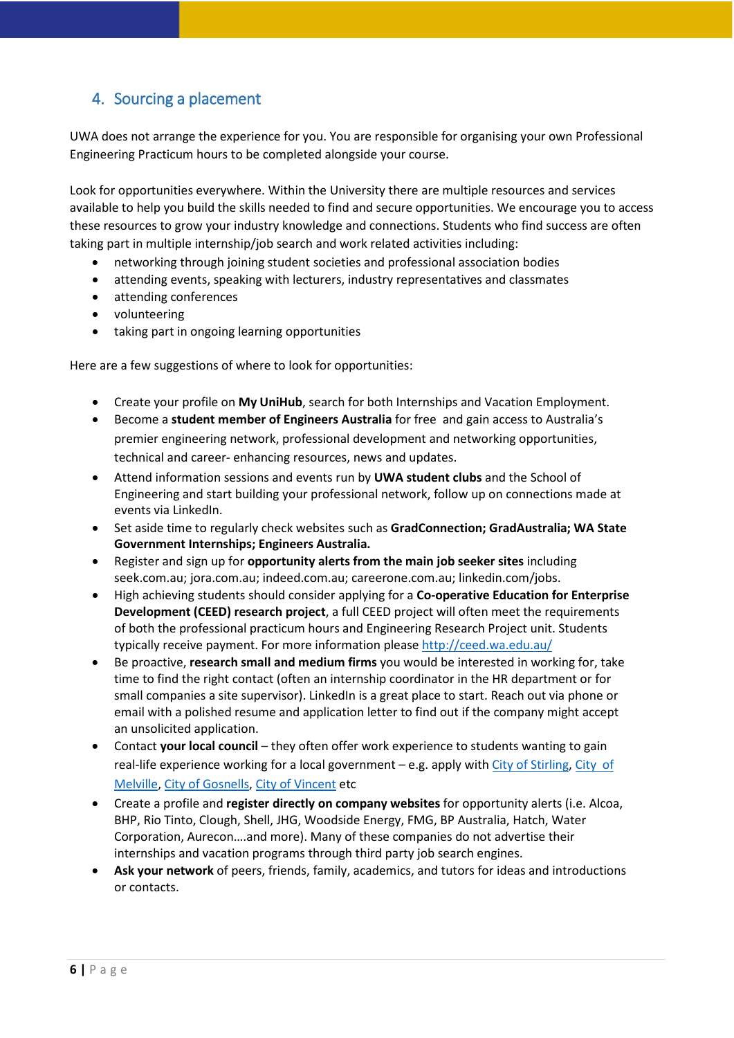## 4. Sourcing a placement

UWA does not arrange the experience for you. You are responsible for organising your own Professional Engineering Practicum hours to be completed alongside your course.

Look for opportunities everywhere. Within the University there are multiple resources and services available to help you build the skills needed to find and secure opportunities. We encourage you to access these resources to grow your industry knowledge and connections. Students who find success are often taking part in multiple internship/job search and work related activities including:

- networking through joining student societies and professional association bodies
- attending events, speaking with lecturers, industry representatives and classmates
- attending conferences
- volunteering
- taking part in ongoing learning opportunities

Here are a few suggestions of where to look for opportunities:

- Create your profile on **My UniHub**, search for both Internships and Vacation Employment.
- Become a **student member of Engineers Australia** for free and gain access to Australia's premier engineering network, professional development and networking opportunities, technical and career- enhancing resources, news and updates.
- Attend information sessions and events run by **UWA student clubs** and the School of Engineering and start building your professional network, follow up on connections made at events via LinkedIn.
- Set aside time to regularly check websites such as **GradConnection; GradAustralia; WA State Government Internships; Engineers Australia.**
- Register and sign up for **opportunity alerts from the main job seeker sites** including seek.com.au; jora.com.au; indeed.com.au; careerone.com.au; linkedin.com/jobs.
- High achieving students should consider applying for a **Co-operative Education for Enterprise Development (CEED) research project**, a full CEED project will often meet the requirements of both the professional practicum hours and Engineering Research Project unit. Students typically receive payment. For more information please http://ceed.wa.edu.au/
- Be proactive, **research small and medium firms** you would be interested in working for, take time to find the right contact (often an internship coordinator in the HR department or for small companies a site supervisor). LinkedIn is a great place to start. Reach out via phone or email with a polished resume and application letter to find out if the company might accept an unsolicited application.
- Contact **your local council** – they often offer work experience to students wanting to gain real-life experience working for a local government – e.g. apply with City of Stirling, City of Melville, City of Gosnells, City of Vincent etc
- Create a profile and **register directly on company websites** for opportunity alerts (i.e. Alcoa, BHP, Rio Tinto, Clough, Shell, JHG, Woodside Energy, FMG, BP Australia, Hatch, Water Corporation, Aurecon….and more). Many of these companies do not advertise their internships and vacation programs through third party job search engines.
- **Ask your network** of peers, friends, family, academics, and tutors for ideas and introductions or contacts.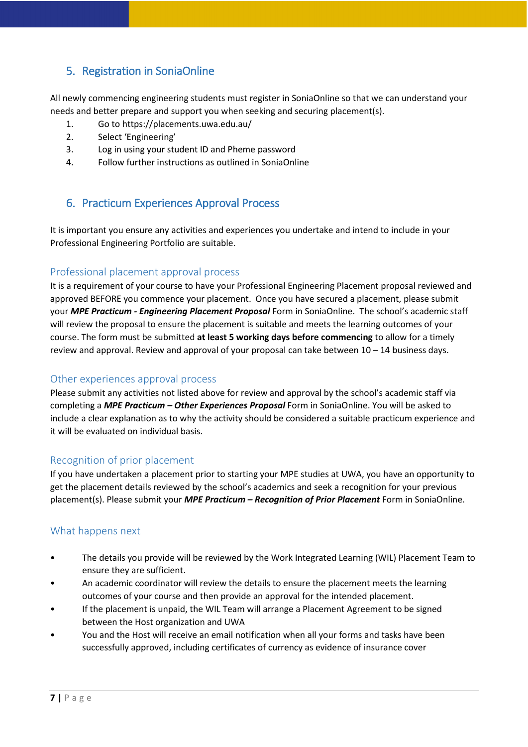## 5. Registration in SoniaOnline

All newly commencing engineering students must register in SoniaOnline so that we can understand your needs and better prepare and support you when seeking and securing placement(s).

1. Go to https://placements.uwa.edu.au/
2. Select 'Engineering'
3. Log in using your student ID and Pheme password
4. Follow further instructions as outlined in SoniaOnline

## 6. Practicum Experiences Approval Process

It is important you ensure any activities and experiences you undertake and intend to include in your Professional Engineering Portfolio are suitable.

### Professional placement approval process

It is a requirement of your course to have your Professional Engineering Placement proposal reviewed and approved BEFORE you commence your placement. Once you have secured a placement, please submit your ***MPE Practicum - Engineering Placement Proposal*** Form in SoniaOnline. The school's academic staff will review the proposal to ensure the placement is suitable and meets the learning outcomes of your course. The form must be submitted **at least 5 working days before commencing** to allow for a timely review and approval. Review and approval of your proposal can take between 10 – 14 business days.

### Other experiences approval process

Please submit any activities not listed above for review and approval by the school's academic staff via completing a ***MPE Practicum – Other Experiences Proposal*** Form in SoniaOnline. You will be asked to include a clear explanation as to why the activity should be considered a suitable practicum experience and it will be evaluated on individual basis.

### Recognition of prior placement

If you have undertaken a placement prior to starting your MPE studies at UWA, you have an opportunity to get the placement details reviewed by the school's academics and seek a recognition for your previous placement(s). Please submit your ***MPE Practicum – Recognition of Prior Placement*** Form in SoniaOnline.

### What happens next

- The details you provide will be reviewed by the Work Integrated Learning (WIL) Placement Team to ensure they are sufficient.
- An academic coordinator will review the details to ensure the placement meets the learning outcomes of your course and then provide an approval for the intended placement.
- If the placement is unpaid, the WIL Team will arrange a Placement Agreement to be signed between the Host organization and UWA
- You and the Host will receive an email notification when all your forms and tasks have been successfully approved, including certificates of currency as evidence of insurance cover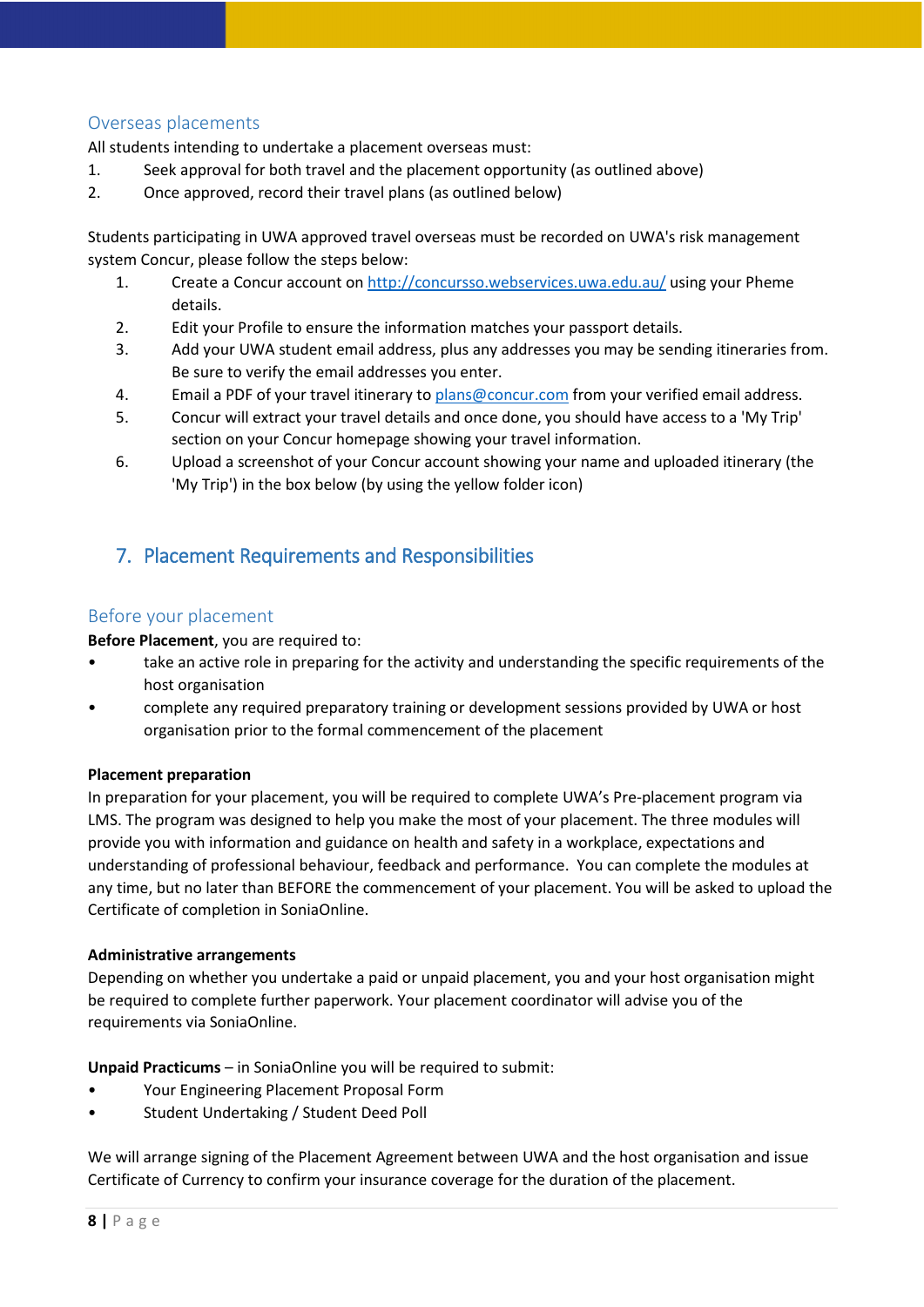### Overseas placements

All students intending to undertake a placement overseas must:

1. Seek approval for both travel and the placement opportunity (as outlined above)
2. Once approved, record their travel plans (as outlined below)

Students participating in UWA approved travel overseas must be recorded on UWA's risk management system Concur, please follow the steps below:

1. Create a Concur account on [http://concursso.webservices.uwa.edu.au/](http://concursso.webservices.uwa.edu.au/) using your Pheme details.
2. Edit your Profile to ensure the information matches your passport details.
3. Add your UWA student email address, plus any addresses you may be sending itineraries from. Be sure to verify the email addresses you enter.
4. Email a PDF of your travel itinerary to [plans@concur.com](mailto:plans@concur.com) from your verified email address.
5. Concur will extract your travel details and once done, you should have access to a 'My Trip' section on your Concur homepage showing your travel information.
6. Upload a screenshot of your Concur account showing your name and uploaded itinerary (the 'My Trip') in the box below (by using the yellow folder icon)

## 7. Placement Requirements and Responsibilities

### Before your placement

**Before Placement**, you are required to:

- take an active role in preparing for the activity and understanding the specific requirements of the host organisation
- complete any required preparatory training or development sessions provided by UWA or host organisation prior to the formal commencement of the placement

**Placement preparation**

In preparation for your placement, you will be required to complete UWA's Pre-placement program via LMS. The program was designed to help you make the most of your placement. The three modules will provide you with information and guidance on health and safety in a workplace, expectations and understanding of professional behaviour, feedback and performance. You can complete the modules at any time, but no later than BEFORE the commencement of your placement. You will be asked to upload the Certificate of completion in SoniaOnline.

**Administrative arrangements**

Depending on whether you undertake a paid or unpaid placement, you and your host organisation might be required to complete further paperwork. Your placement coordinator will advise you of the requirements via SoniaOnline.

**Unpaid Practicums** – in SoniaOnline you will be required to submit:

- Your Engineering Placement Proposal Form
- Student Undertaking / Student Deed Poll

We will arrange signing of the Placement Agreement between UWA and the host organisation and issue Certificate of Currency to confirm your insurance coverage for the duration of the placement.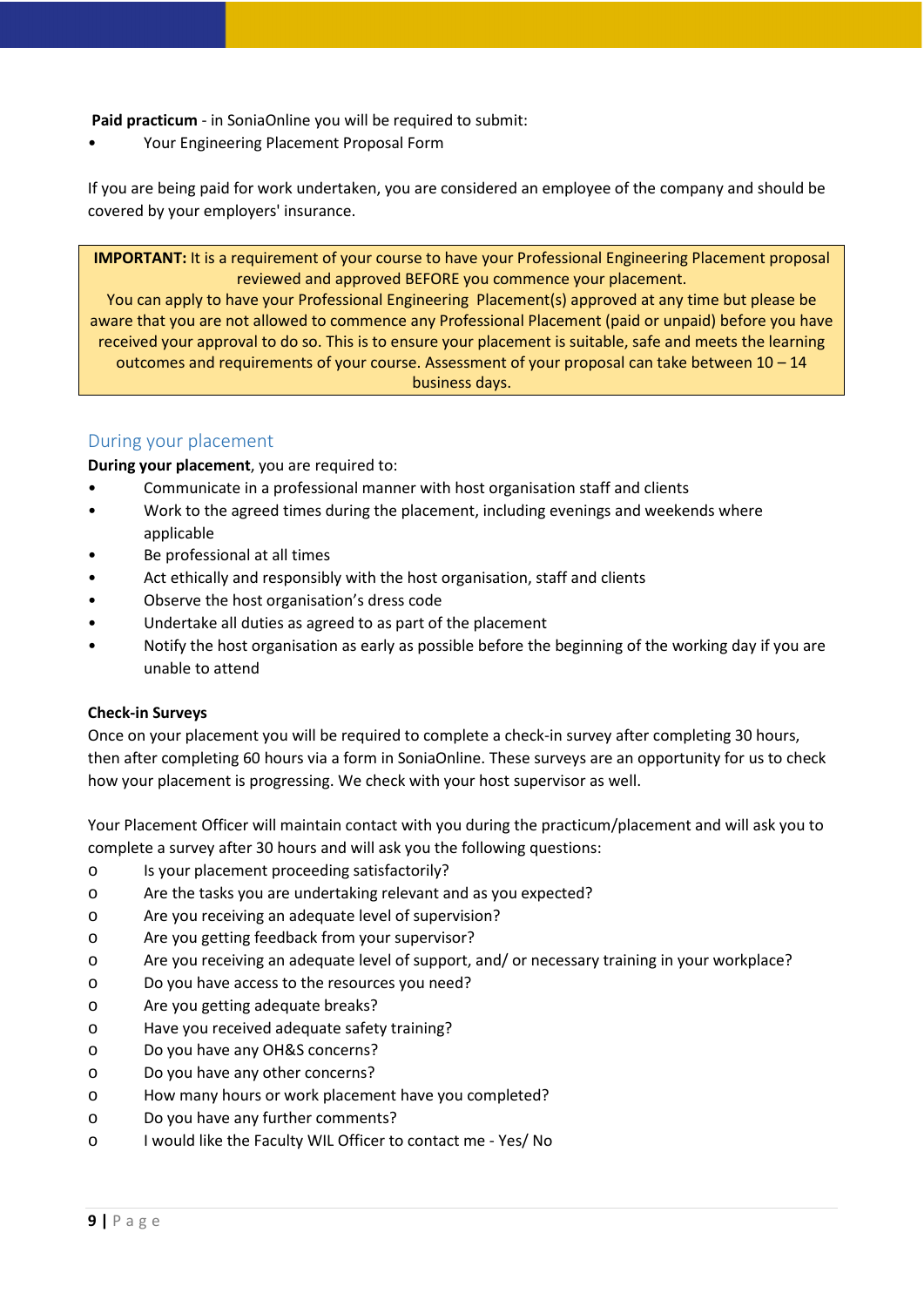**Paid practicum** - in SoniaOnline you will be required to submit:

- Your Engineering Placement Proposal Form

If you are being paid for work undertaken, you are considered an employee of the company and should be covered by your employers' insurance.

> **IMPORTANT:** It is a requirement of your course to have your Professional Engineering Placement proposal reviewed and approved BEFORE you commence your placement.
> You can apply to have your Professional Engineering Placement(s) approved at any time but please be aware that you are not allowed to commence any Professional Placement (paid or unpaid) before you have received your approval to do so. This is to ensure your placement is suitable, safe and meets the learning outcomes and requirements of your course. Assessment of your proposal can take between 10 – 14 business days.

## During your placement

**During your placement**, you are required to:

- Communicate in a professional manner with host organisation staff and clients
- Work to the agreed times during the placement, including evenings and weekends where applicable
- Be professional at all times
- Act ethically and responsibly with the host organisation, staff and clients
- Observe the host organisation's dress code
- Undertake all duties as agreed to as part of the placement
- Notify the host organisation as early as possible before the beginning of the working day if you are unable to attend

**Check-in Surveys**

Once on your placement you will be required to complete a check-in survey after completing 30 hours, then after completing 60 hours via a form in SoniaOnline. These surveys are an opportunity for us to check how your placement is progressing. We check with your host supervisor as well.

Your Placement Officer will maintain contact with you during the practicum/placement and will ask you to complete a survey after 30 hours and will ask you the following questions:

- Is your placement proceeding satisfactorily?
- Are the tasks you are undertaking relevant and as you expected?
- Are you receiving an adequate level of supervision?
- Are you getting feedback from your supervisor?
- Are you receiving an adequate level of support, and/ or necessary training in your workplace?
- Do you have access to the resources you need?
- Are you getting adequate breaks?
- Have you received adequate safety training?
- Do you have any OH&S concerns?
- Do you have any other concerns?
- How many hours or work placement have you completed?
- Do you have any further comments?
- I would like the Faculty WIL Officer to contact me - Yes/ No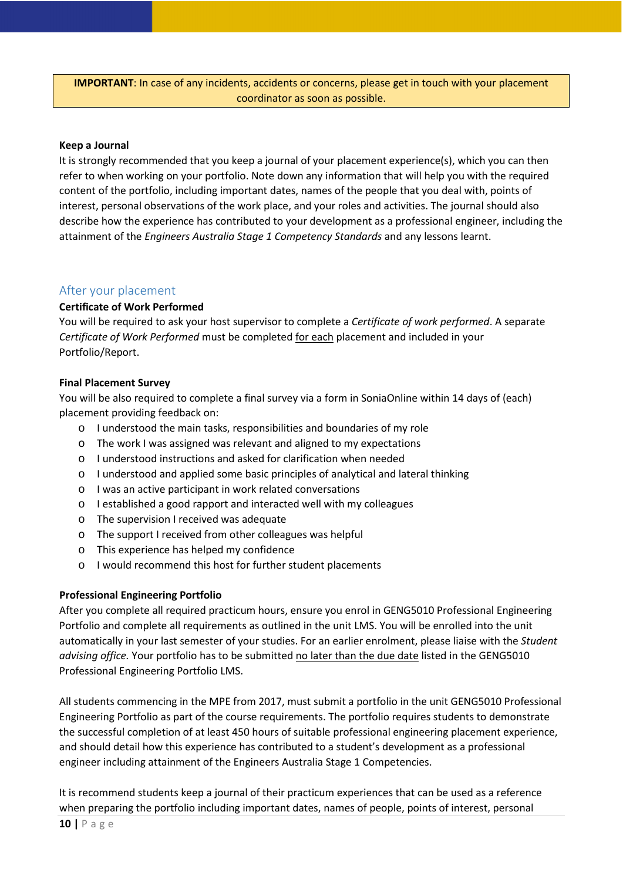**IMPORTANT**: In case of any incidents, accidents or concerns, please get in touch with your placement coordinator as soon as possible.

**Keep a Journal**

It is strongly recommended that you keep a journal of your placement experience(s), which you can then refer to when working on your portfolio. Note down any information that will help you with the required content of the portfolio, including important dates, names of the people that you deal with, points of interest, personal observations of the work place, and your roles and activities. The journal should also describe how the experience has contributed to your development as a professional engineer, including the attainment of the *Engineers Australia Stage 1 Competency Standards* and any lessons learnt.

## After your placement

**Certificate of Work Performed**

You will be required to ask your host supervisor to complete a *Certificate of work performed*. A separate *Certificate of Work Performed* must be completed for each placement and included in your Portfolio/Report.

**Final Placement Survey**

You will be also required to complete a final survey via a form in SoniaOnline within 14 days of (each) placement providing feedback on:

- I understood the main tasks, responsibilities and boundaries of my role
- The work I was assigned was relevant and aligned to my expectations
- I understood instructions and asked for clarification when needed
- I understood and applied some basic principles of analytical and lateral thinking
- I was an active participant in work related conversations
- I established a good rapport and interacted well with my colleagues
- The supervision I received was adequate
- The support I received from other colleagues was helpful
- This experience has helped my confidence
- I would recommend this host for further student placements

**Professional Engineering Portfolio**

After you complete all required practicum hours, ensure you enrol in GENG5010 Professional Engineering Portfolio and complete all requirements as outlined in the unit LMS. You will be enrolled into the unit automatically in your last semester of your studies. For an earlier enrolment, please liaise with the *Student advising office.* Your portfolio has to be submitted no later than the due date listed in the GENG5010 Professional Engineering Portfolio LMS.

All students commencing in the MPE from 2017, must submit a portfolio in the unit GENG5010 Professional Engineering Portfolio as part of the course requirements. The portfolio requires students to demonstrate the successful completion of at least 450 hours of suitable professional engineering placement experience, and should detail how this experience has contributed to a student's development as a professional engineer including attainment of the Engineers Australia Stage 1 Competencies.

It is recommend students keep a journal of their practicum experiences that can be used as a reference when preparing the portfolio including important dates, names of people, points of interest, personal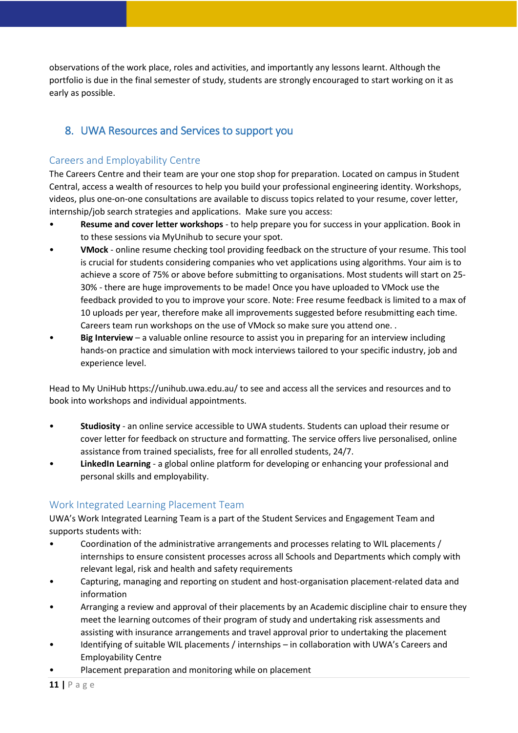observations of the work place, roles and activities, and importantly any lessons learnt. Although the portfolio is due in the final semester of study, students are strongly encouraged to start working on it as early as possible.

## 8. UWA Resources and Services to support you

### Careers and Employability Centre

The Careers Centre and their team are your one stop shop for preparation. Located on campus in Student Central, access a wealth of resources to help you build your professional engineering identity. Workshops, videos, plus one-on-one consultations are available to discuss topics related to your resume, cover letter, internship/job search strategies and applications. Make sure you access:

- **Resume and cover letter workshops** - to help prepare you for success in your application. Book in to these sessions via MyUnihub to secure your spot.
- **VMock** - online resume checking tool providing feedback on the structure of your resume. This tool is crucial for students considering companies who vet applications using algorithms. Your aim is to achieve a score of 75% or above before submitting to organisations. Most students will start on 25-30% - there are huge improvements to be made! Once you have uploaded to VMock use the feedback provided to you to improve your score. Note: Free resume feedback is limited to a max of 10 uploads per year, therefore make all improvements suggested before resubmitting each time. Careers team run workshops on the use of VMock so make sure you attend one. .
- **Big Interview** – a valuable online resource to assist you in preparing for an interview including hands-on practice and simulation with mock interviews tailored to your specific industry, job and experience level.

Head to My UniHub https://unihub.uwa.edu.au/ to see and access all the services and resources and to book into workshops and individual appointments.

- **Studiosity** - an online service accessible to UWA students. Students can upload their resume or cover letter for feedback on structure and formatting. The service offers live personalised, online assistance from trained specialists, free for all enrolled students, 24/7.
- **LinkedIn Learning** - a global online platform for developing or enhancing your professional and personal skills and employability.

### Work Integrated Learning Placement Team

UWA's Work Integrated Learning Team is a part of the Student Services and Engagement Team and supports students with:

- Coordination of the administrative arrangements and processes relating to WIL placements / internships to ensure consistent processes across all Schools and Departments which comply with relevant legal, risk and health and safety requirements
- Capturing, managing and reporting on student and host-organisation placement-related data and information
- Arranging a review and approval of their placements by an Academic discipline chair to ensure they meet the learning outcomes of their program of study and undertaking risk assessments and assisting with insurance arrangements and travel approval prior to undertaking the placement
- Identifying of suitable WIL placements / internships – in collaboration with UWA's Careers and Employability Centre
- Placement preparation and monitoring while on placement